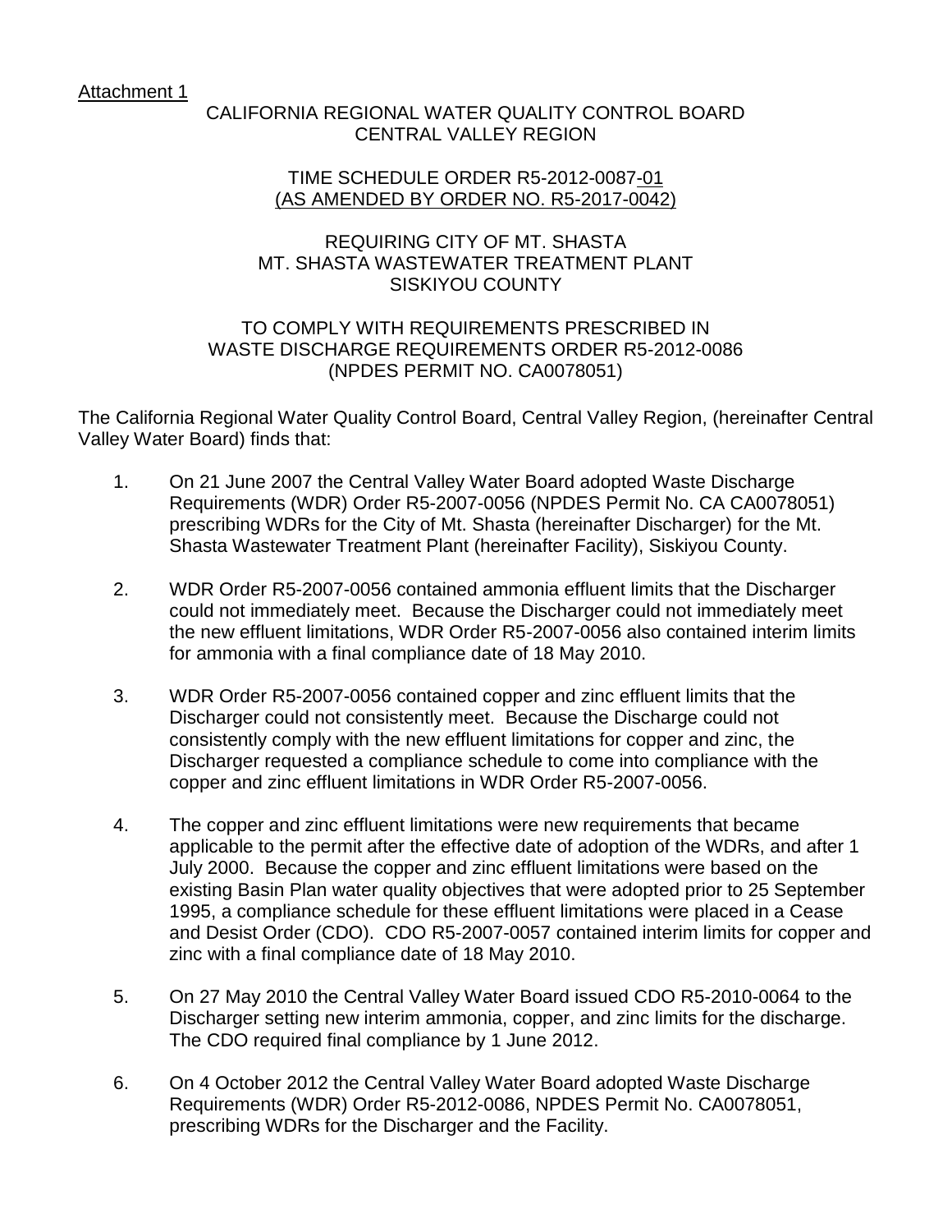Attachment 1

CALIFORNIA REGIONAL WATER QUALITY CONTROL BOARD
CENTRAL VALLEY REGION

TIME SCHEDULE ORDER R5-2012-0087-01
(AS AMENDED BY ORDER NO. R5-2017-0042)

REQUIRING CITY OF MT. SHASTA
MT. SHASTA WASTEWATER TREATMENT PLANT
SISKIYOU COUNTY

TO COMPLY WITH REQUIREMENTS PRESCRIBED IN
WASTE DISCHARGE REQUIREMENTS ORDER R5-2012-0086
(NPDES PERMIT NO. CA0078051)

The California Regional Water Quality Control Board, Central Valley Region, (hereinafter Central Valley Water Board) finds that:

1. On 21 June 2007 the Central Valley Water Board adopted Waste Discharge Requirements (WDR) Order R5-2007-0056 (NPDES Permit No. CA CA0078051) prescribing WDRs for the City of Mt. Shasta (hereinafter Discharger) for the Mt. Shasta Wastewater Treatment Plant (hereinafter Facility), Siskiyou County.

2. WDR Order R5-2007-0056 contained ammonia effluent limits that the Discharger could not immediately meet. Because the Discharger could not immediately meet the new effluent limitations, WDR Order R5-2007-0056 also contained interim limits for ammonia with a final compliance date of 18 May 2010.

3. WDR Order R5-2007-0056 contained copper and zinc effluent limits that the Discharger could not consistently meet. Because the Discharge could not consistently comply with the new effluent limitations for copper and zinc, the Discharger requested a compliance schedule to come into compliance with the copper and zinc effluent limitations in WDR Order R5-2007-0056.

4. The copper and zinc effluent limitations were new requirements that became applicable to the permit after the effective date of adoption of the WDRs, and after 1 July 2000. Because the copper and zinc effluent limitations were based on the existing Basin Plan water quality objectives that were adopted prior to 25 September 1995, a compliance schedule for these effluent limitations were placed in a Cease and Desist Order (CDO). CDO R5-2007-0057 contained interim limits for copper and zinc with a final compliance date of 18 May 2010.

5. On 27 May 2010 the Central Valley Water Board issued CDO R5-2010-0064 to the Discharger setting new interim ammonia, copper, and zinc limits for the discharge. The CDO required final compliance by 1 June 2012.

6. On 4 October 2012 the Central Valley Water Board adopted Waste Discharge Requirements (WDR) Order R5-2012-0086, NPDES Permit No. CA0078051, prescribing WDRs for the Discharger and the Facility.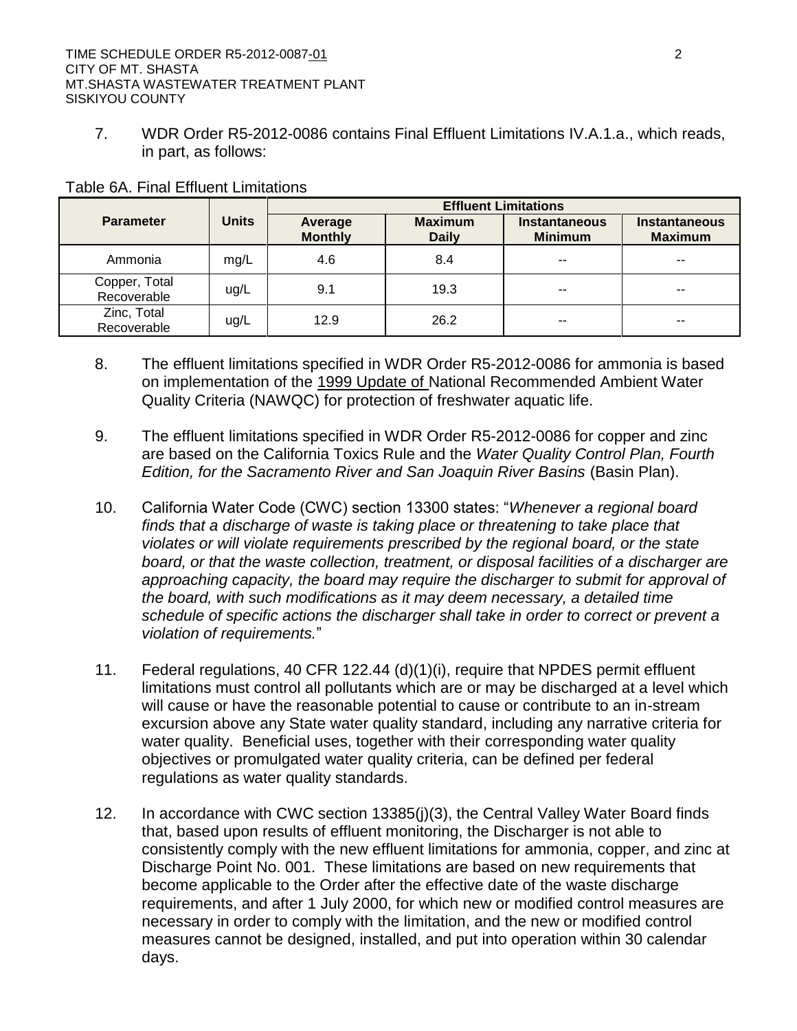7. WDR Order R5-2012-0086 contains Final Effluent Limitations IV.A.1.a., which reads, in part, as follows:

Table 6A. Final Effluent Limitations

| Parameter | Units | Effluent Limitations | | | |
|---|---|---|---|---|---|
| | | Average Monthly | Maximum Daily | Instantaneous Minimum | Instantaneous Maximum |
| Ammonia | mg/L | 4.6 | 8.4 | -- | -- |
| Copper, Total Recoverable | ug/L | 9.1 | 19.3 | -- | -- |
| Zinc, Total Recoverable | ug/L | 12.9 | 26.2 | -- | -- |

8. The effluent limitations specified in WDR Order R5-2012-0086 for ammonia is based on implementation of the 1999 Update of National Recommended Ambient Water Quality Criteria (NAWQC) for protection of freshwater aquatic life.

9. The effluent limitations specified in WDR Order R5-2012-0086 for copper and zinc are based on the California Toxics Rule and the *Water Quality Control Plan, Fourth Edition, for the Sacramento River and San Joaquin River Basins* (Basin Plan).

10. California Water Code (CWC) section 13300 states: "*Whenever a regional board finds that a discharge of waste is taking place or threatening to take place that violates or will violate requirements prescribed by the regional board, or the state board, or that the waste collection, treatment, or disposal facilities of a discharger are approaching capacity, the board may require the discharger to submit for approval of the board, with such modifications as it may deem necessary, a detailed time schedule of specific actions the discharger shall take in order to correct or prevent a violation of requirements.*"

11. Federal regulations, 40 CFR 122.44 (d)(1)(i), require that NPDES permit effluent limitations must control all pollutants which are or may be discharged at a level which will cause or have the reasonable potential to cause or contribute to an in-stream excursion above any State water quality standard, including any narrative criteria for water quality. Beneficial uses, together with their corresponding water quality objectives or promulgated water quality criteria, can be defined per federal regulations as water quality standards.

12. In accordance with CWC section 13385(j)(3), the Central Valley Water Board finds that, based upon results of effluent monitoring, the Discharger is not able to consistently comply with the new effluent limitations for ammonia, copper, and zinc at Discharge Point No. 001. These limitations are based on new requirements that become applicable to the Order after the effective date of the waste discharge requirements, and after 1 July 2000, for which new or modified control measures are necessary in order to comply with the limitation, and the new or modified control measures cannot be designed, installed, and put into operation within 30 calendar days.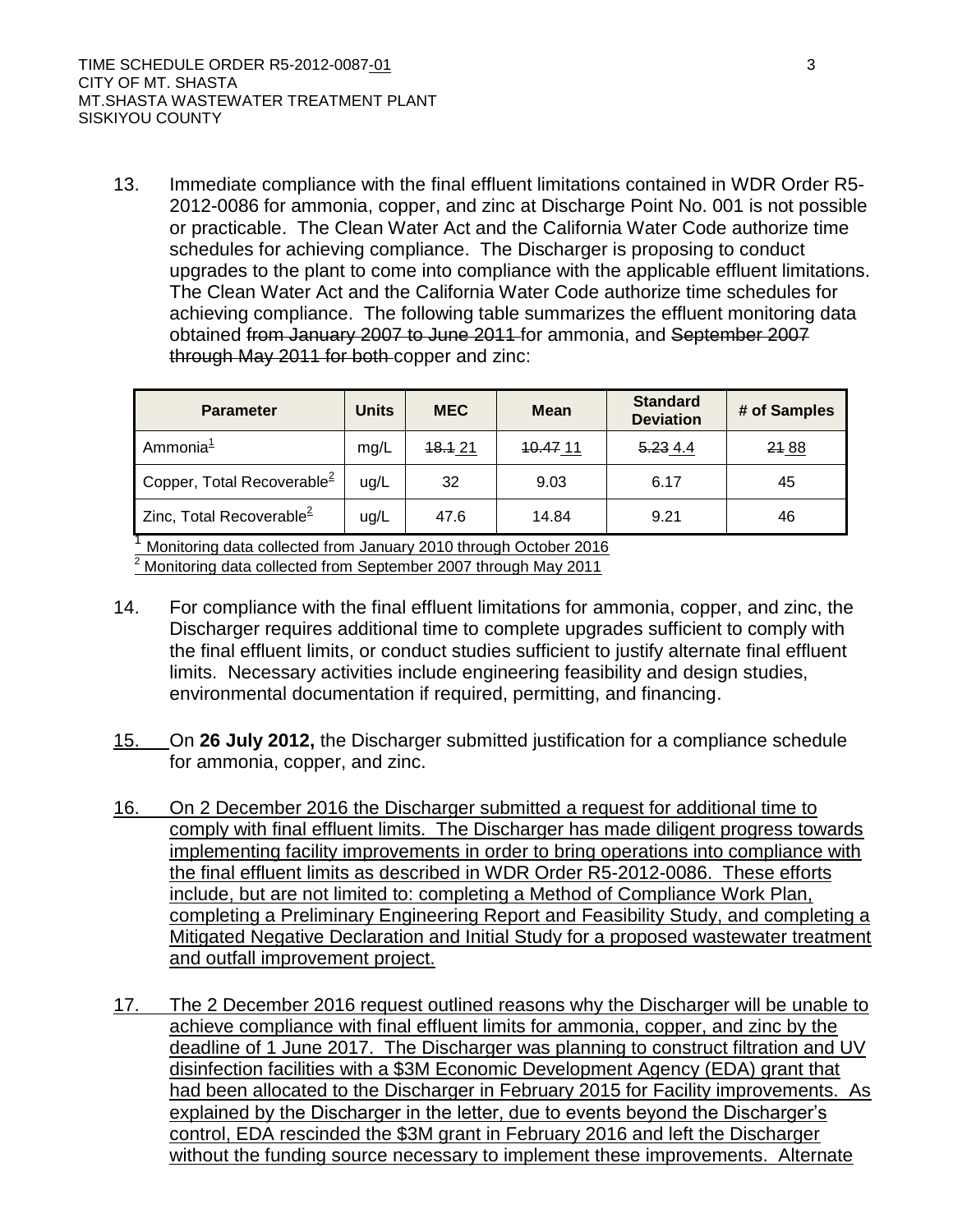13. Immediate compliance with the final effluent limitations contained in WDR Order R5-2012-0086 for ammonia, copper, and zinc at Discharge Point No. 001 is not possible or practicable. The Clean Water Act and the California Water Code authorize time schedules for achieving compliance. The Discharger is proposing to conduct upgrades to the plant to come into compliance with the applicable effluent limitations. The Clean Water Act and the California Water Code authorize time schedules for achieving compliance. The following table summarizes the effluent monitoring data obtained ~~from January 2007 to June 2011~~ for ammonia, and ~~September 2007 through May 2011 for both~~ copper and zinc:

| Parameter | Units | MEC | Mean | Standard Deviation | # of Samples |
|---|---|---|---|---|---|
| Ammonia[1] | mg/L | ~~18.1~~ 21 | ~~10.47~~ 11 | ~~5.23~~ 4.4 | ~~21~~ 88 |
| Copper, Total Recoverable[2] | ug/L | 32 | 9.03 | 6.17 | 45 |
| Zinc, Total Recoverable[2] | ug/L | 47.6 | 14.84 | 9.21 | 46 |

[1] Monitoring data collected from January 2010 through October 2016
[2] Monitoring data collected from September 2007 through May 2011

14. For compliance with the final effluent limitations for ammonia, copper, and zinc, the Discharger requires additional time to complete upgrades sufficient to comply with the final effluent limits, or conduct studies sufficient to justify alternate final effluent limits. Necessary activities include engineering feasibility and design studies, environmental documentation if required, permitting, and financing.

15. On **26 July 2012,** the Discharger submitted justification for a compliance schedule for ammonia, copper, and zinc.

16. On 2 December 2016 the Discharger submitted a request for additional time to comply with final effluent limits. The Discharger has made diligent progress towards implementing facility improvements in order to bring operations into compliance with the final effluent limits as described in WDR Order R5-2012-0086. These efforts include, but are not limited to: completing a Method of Compliance Work Plan, completing a Preliminary Engineering Report and Feasibility Study, and completing a Mitigated Negative Declaration and Initial Study for a proposed wastewater treatment and outfall improvement project.

17. The 2 December 2016 request outlined reasons why the Discharger will be unable to achieve compliance with final effluent limits for ammonia, copper, and zinc by the deadline of 1 June 2017. The Discharger was planning to construct filtration and UV disinfection facilities with a $3M Economic Development Agency (EDA) grant that had been allocated to the Discharger in February 2015 for Facility improvements. As explained by the Discharger in the letter, due to events beyond the Discharger's control, EDA rescinded the $3M grant in February 2016 and left the Discharger without the funding source necessary to implement these improvements. Alternate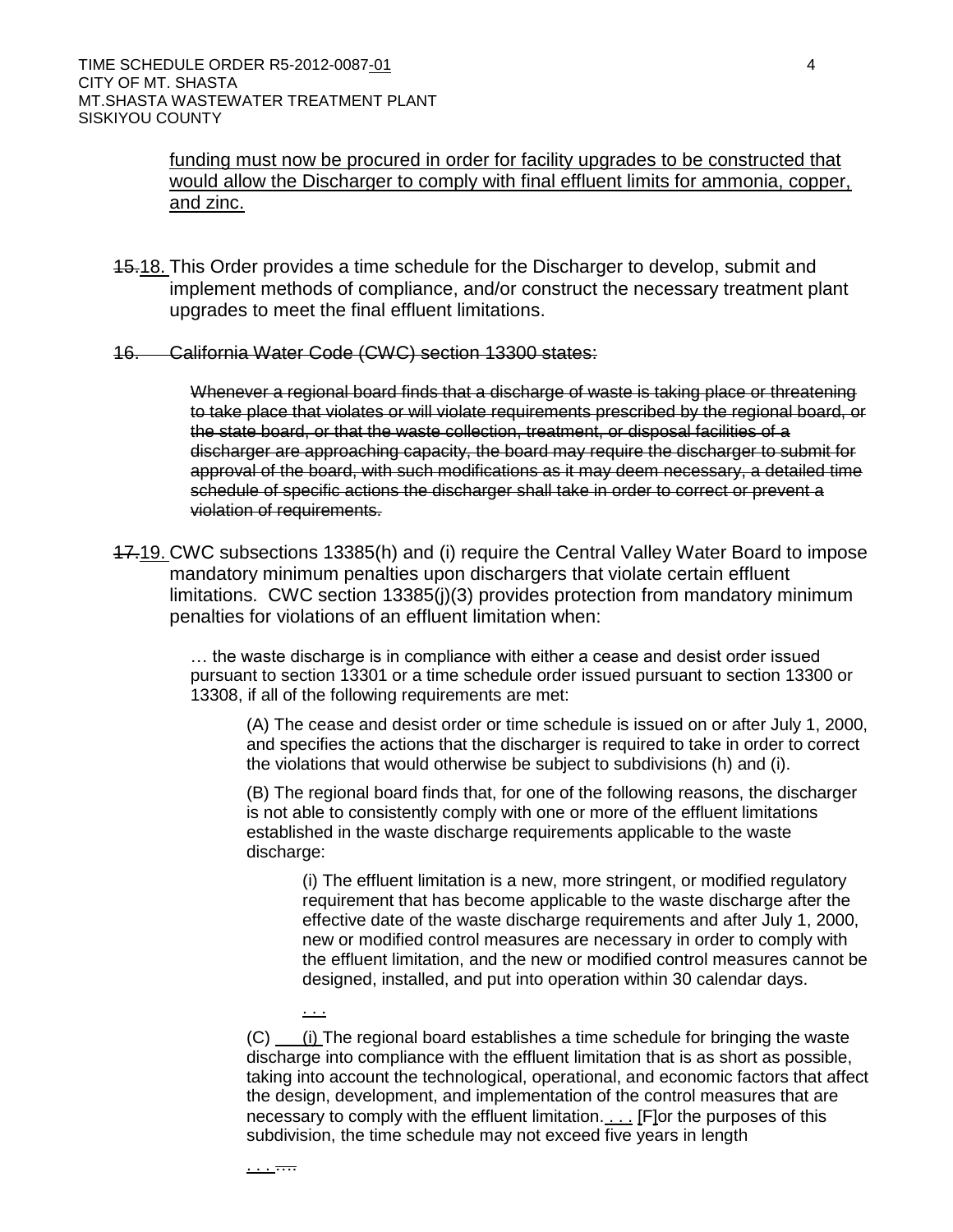funding must now be procured in order for facility upgrades to be constructed that would allow the Discharger to comply with final effluent limits for ammonia, copper, and zinc.

~~15.~~18. This Order provides a time schedule for the Discharger to develop, submit and implement methods of compliance, and/or construct the necessary treatment plant upgrades to meet the final effluent limitations.

~~16. California Water Code (CWC) section 13300 states:~~

> ~~Whenever a regional board finds that a discharge of waste is taking place or threatening to take place that violates or will violate requirements prescribed by the regional board, or the state board, or that the waste collection, treatment, or disposal facilities of a discharger are approaching capacity, the board may require the discharger to submit for approval of the board, with such modifications as it may deem necessary, a detailed time schedule of specific actions the discharger shall take in order to correct or prevent a violation of requirements.~~

~~17.~~19. CWC subsections 13385(h) and (i) require the Central Valley Water Board to impose mandatory minimum penalties upon dischargers that violate certain effluent limitations. CWC section 13385(j)(3) provides protection from mandatory minimum penalties for violations of an effluent limitation when:

> … the waste discharge is in compliance with either a cease and desist order issued pursuant to section 13301 or a time schedule order issued pursuant to section 13300 or 13308, if all of the following requirements are met:
>
> (A) The cease and desist order or time schedule is issued on or after July 1, 2000, and specifies the actions that the discharger is required to take in order to correct the violations that would otherwise be subject to subdivisions (h) and (i).
>
> (B) The regional board finds that, for one of the following reasons, the discharger is not able to consistently comply with one or more of the effluent limitations established in the waste discharge requirements applicable to the waste discharge:
>
> (i) The effluent limitation is a new, more stringent, or modified regulatory requirement that has become applicable to the waste discharge after the effective date of the waste discharge requirements and after July 1, 2000, new or modified control measures are necessary in order to comply with the effluent limitation, and the new or modified control measures cannot be designed, installed, and put into operation within 30 calendar days.
>
> . . .
>
> (C) (i) The regional board establishes a time schedule for bringing the waste discharge into compliance with the effluent limitation that is as short as possible, taking into account the technological, operational, and economic factors that affect the design, development, and implementation of the control measures that are necessary to comply with the effluent limitation. . . . [F]or the purposes of this subdivision, the time schedule may not exceed five years in length
>
> . . . ~~….~~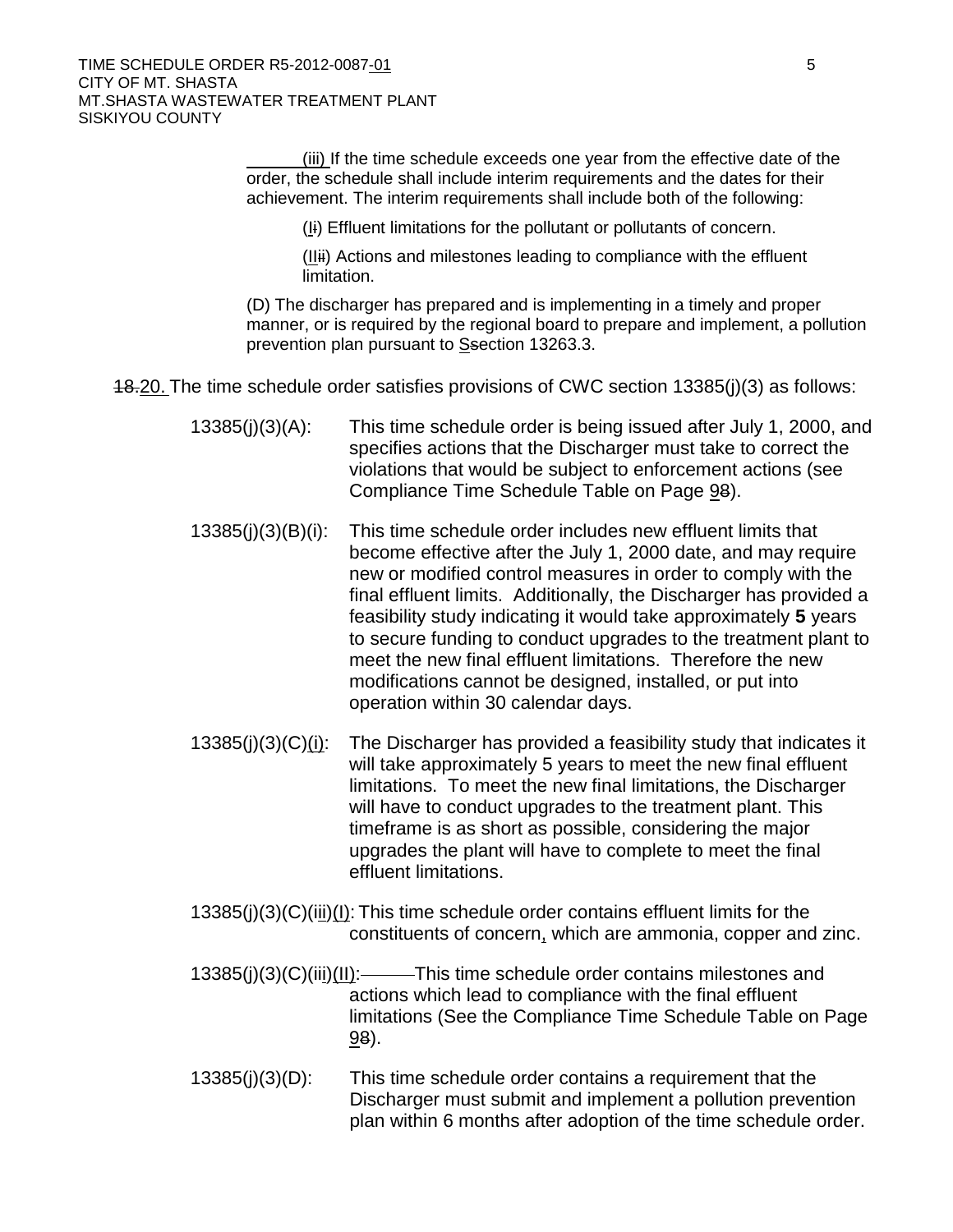(iii) If the time schedule exceeds one year from the effective date of the order, the schedule shall include interim requirements and the dates for their achievement. The interim requirements shall include both of the following:

(Ii) Effluent limitations for the pollutant or pollutants of concern.

(IIii) Actions and milestones leading to compliance with the effluent limitation.

(D) The discharger has prepared and is implementing in a timely and proper manner, or is required by the regional board to prepare and implement, a pollution prevention plan pursuant to Ssection 13263.3.

18.20. The time schedule order satisfies provisions of CWC section 13385(j)(3) as follows:

13385(j)(3)(A): This time schedule order is being issued after July 1, 2000, and specifies actions that the Discharger must take to correct the violations that would be subject to enforcement actions (see Compliance Time Schedule Table on Page 98).

13385(j)(3)(B)(i): This time schedule order includes new effluent limits that become effective after the July 1, 2000 date, and may require new or modified control measures in order to comply with the final effluent limits. Additionally, the Discharger has provided a feasibility study indicating it would take approximately **5** years to secure funding to conduct upgrades to the treatment plant to meet the new final effluent limitations. Therefore the new modifications cannot be designed, installed, or put into operation within 30 calendar days.

13385(j)(3)(C)(i): The Discharger has provided a feasibility study that indicates it will take approximately 5 years to meet the new final effluent limitations. To meet the new final limitations, the Discharger will have to conduct upgrades to the treatment plant. This timeframe is as short as possible, considering the major upgrades the plant will have to complete to meet the final effluent limitations.

13385(j)(3)(C)(iii)(I): This time schedule order contains effluent limits for the constituents of concern, which are ammonia, copper and zinc.

13385(j)(3)(C)(iii)(II): This time schedule order contains milestones and actions which lead to compliance with the final effluent limitations (See the Compliance Time Schedule Table on Page 98).

13385(j)(3)(D): This time schedule order contains a requirement that the Discharger must submit and implement a pollution prevention plan within 6 months after adoption of the time schedule order.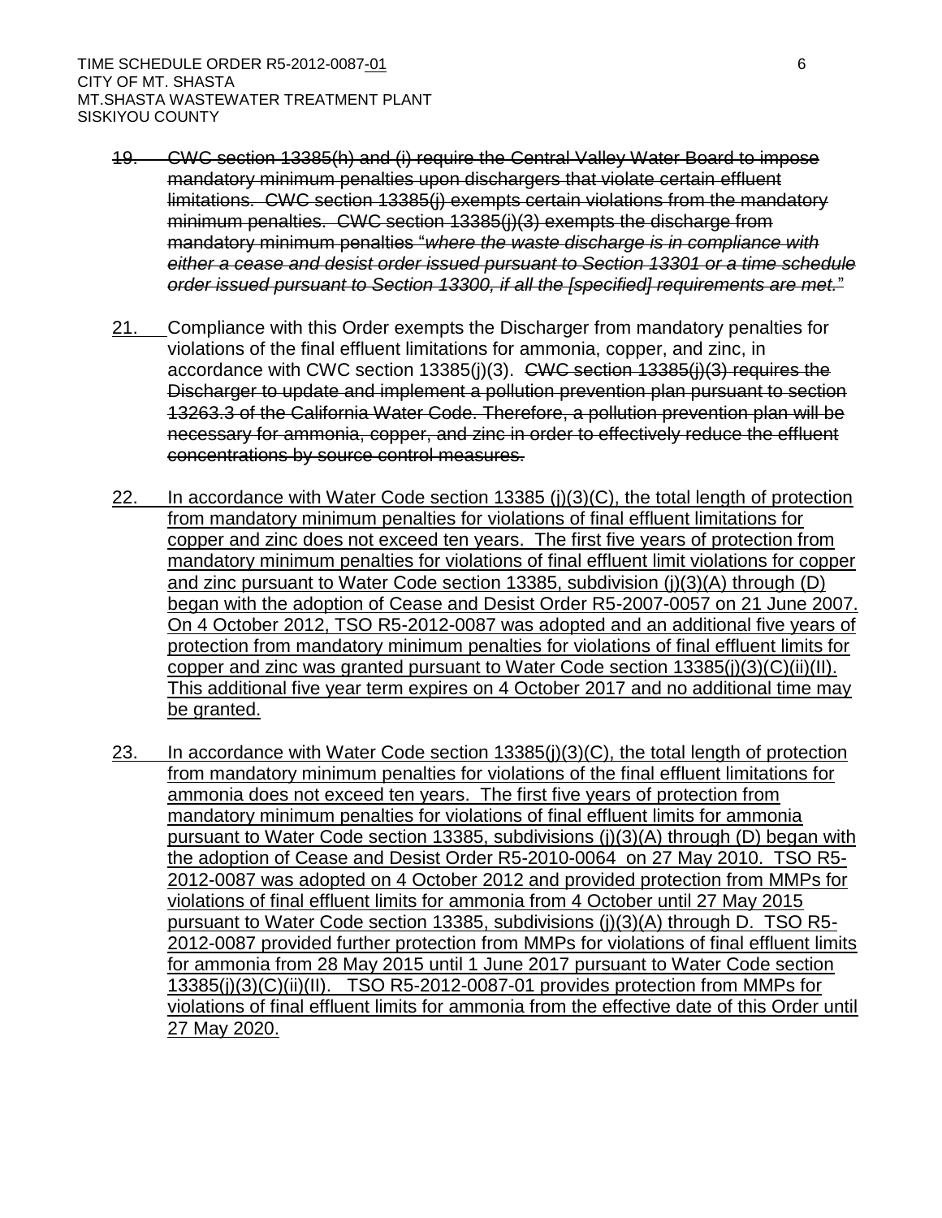~~19. CWC section 13385(h) and (i) require the Central Valley Water Board to impose mandatory minimum penalties upon dischargers that violate certain effluent limitations. CWC section 13385(j) exempts certain violations from the mandatory minimum penalties. CWC section 13385(j)(3) exempts the discharge from mandatory minimum penalties "*where the waste discharge is in compliance with either a cease and desist order issued pursuant to Section 13301 or a time schedule order issued pursuant to Section 13300, if all the [specified] requirements are met.*"~~

<u>21.</u> Compliance with this Order exempts the Discharger from mandatory penalties for violations of the final effluent limitations for ammonia, copper, and zinc, in accordance with CWC section 13385(j)(3). ~~CWC section 13385(j)(3) requires the Discharger to update and implement a pollution prevention plan pursuant to section 13263.3 of the California Water Code. Therefore, a pollution prevention plan will be necessary for ammonia, copper, and zinc in order to effectively reduce the effluent concentrations by source control measures.~~

<u>22. In accordance with Water Code section 13385 (j)(3)(C), the total length of protection from mandatory minimum penalties for violations of final effluent limitations for copper and zinc does not exceed ten years. The first five years of protection from mandatory minimum penalties for violations of final effluent limit violations for copper and zinc pursuant to Water Code section 13385, subdivision (j)(3)(A) through (D) began with the adoption of Cease and Desist Order R5-2007-0057 on 21 June 2007. On 4 October 2012, TSO R5-2012-0087 was adopted and an additional five years of protection from mandatory minimum penalties for violations of final effluent limits for copper and zinc was granted pursuant to Water Code section 13385(j)(3)(C)(ii)(II). This additional five year term expires on 4 October 2017 and no additional time may be granted.</u>

<u>23. In accordance with Water Code section 13385(j)(3)(C), the total length of protection from mandatory minimum penalties for violations of the final effluent limitations for ammonia does not exceed ten years. The first five years of protection from mandatory minimum penalties for violations of final effluent limits for ammonia pursuant to Water Code section 13385, subdivisions (j)(3)(A) through (D) began with the adoption of Cease and Desist Order R5-2010-0064 on 27 May 2010. TSO R5-2012-0087 was adopted on 4 October 2012 and provided protection from MMPs for violations of final effluent limits for ammonia from 4 October until 27 May 2015 pursuant to Water Code section 13385, subdivisions (j)(3)(A) through D. TSO R5-2012-0087 provided further protection from MMPs for violations of final effluent limits for ammonia from 28 May 2015 until 1 June 2017 pursuant to Water Code section 13385(j)(3)(C)(ii)(II). TSO R5-2012-0087-01 provides protection from MMPs for violations of final effluent limits for ammonia from the effective date of this Order until 27 May 2020.</u>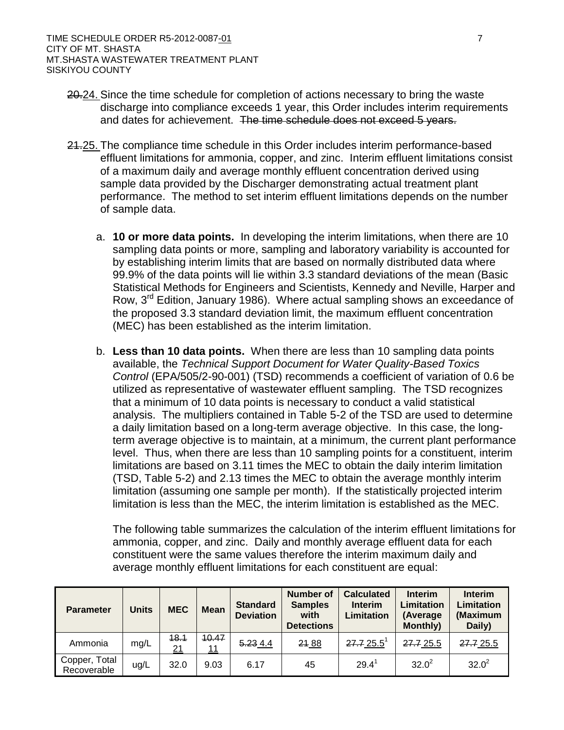20.24. Since the time schedule for completion of actions necessary to bring the waste discharge into compliance exceeds 1 year, this Order includes interim requirements and dates for achievement. ~~The time schedule does not exceed 5 years.~~

21.25. The compliance time schedule in this Order includes interim performance-based effluent limitations for ammonia, copper, and zinc. Interim effluent limitations consist of a maximum daily and average monthly effluent concentration derived using sample data provided by the Discharger demonstrating actual treatment plant performance. The method to set interim effluent limitations depends on the number of sample data.

a. **10 or more data points.** In developing the interim limitations, when there are 10 sampling data points or more, sampling and laboratory variability is accounted for by establishing interim limits that are based on normally distributed data where 99.9% of the data points will lie within 3.3 standard deviations of the mean (Basic Statistical Methods for Engineers and Scientists, Kennedy and Neville, Harper and Row, 3rd Edition, January 1986). Where actual sampling shows an exceedance of the proposed 3.3 standard deviation limit, the maximum effluent concentration (MEC) has been established as the interim limitation.

b. **Less than 10 data points.** When there are less than 10 sampling data points available, the *Technical Support Document for Water Quality-Based Toxics Control* (EPA/505/2-90-001) (TSD) recommends a coefficient of variation of 0.6 be utilized as representative of wastewater effluent sampling. The TSD recognizes that a minimum of 10 data points is necessary to conduct a valid statistical analysis. The multipliers contained in Table 5-2 of the TSD are used to determine a daily limitation based on a long-term average objective. In this case, the long-term average objective is to maintain, at a minimum, the current plant performance level. Thus, when there are less than 10 sampling points for a constituent, interim limitations are based on 3.11 times the MEC to obtain the daily interim limitation (TSD, Table 5-2) and 2.13 times the MEC to obtain the average monthly interim limitation (assuming one sample per month). If the statistically projected interim limitation is less than the MEC, the interim limitation is established as the MEC.

The following table summarizes the calculation of the interim effluent limitations for ammonia, copper, and zinc. Daily and monthly average effluent data for each constituent were the same values therefore the interim maximum daily and average monthly effluent limitations for each constituent are equal:

| Parameter | Units | MEC | Mean | Standard Deviation | Number of Samples with Detections | Calculated Interim Limitation | Interim Limitation (Average Monthly) | Interim Limitation (Maximum Daily) |
|---|---|---|---|---|---|---|---|---|
| Ammonia | mg/L | ~~18.1~~ 21 | ~~10.47~~ 11 | ~~5.23~~ 4.4 | ~~21~~ 88 | ~~27.7~~ 25.5[1] | ~~27.7~~ 25.5 | ~~27.7~~ 25.5 |
| Copper, Total Recoverable | ug/L | 32.0 | 9.03 | 6.17 | 45 | 29.4[1] | 32.0[2] | 32.0[2] |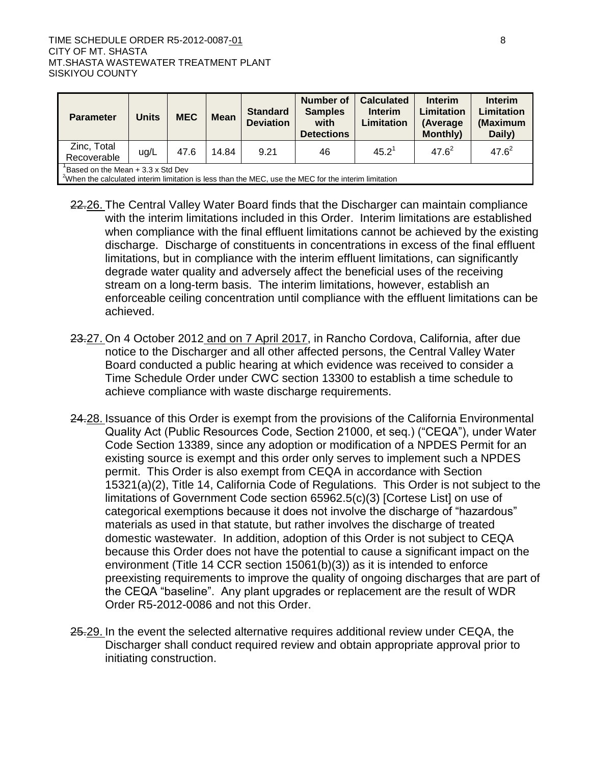| Parameter | Units | MEC | Mean | Standard Deviation | Number of Samples with Detections | Calculated Interim Limitation | Interim Limitation (Average Monthly) | Interim Limitation (Maximum Daily) |
|---|---|---|---|---|---|---|---|---|
| Zinc, Total Recoverable | ug/L | 47.6 | 14.84 | 9.21 | 46 | 45.2[1] | 47.6[2] | 47.6[2] |

[1] Based on the Mean + 3.3 x Std Dev
[2] When the calculated interim limitation is less than the MEC, use the MEC for the interim limitation

~~22.~~26. The Central Valley Water Board finds that the Discharger can maintain compliance with the interim limitations included in this Order. Interim limitations are established when compliance with the final effluent limitations cannot be achieved by the existing discharge. Discharge of constituents in concentrations in excess of the final effluent limitations, but in compliance with the interim effluent limitations, can significantly degrade water quality and adversely affect the beneficial uses of the receiving stream on a long-term basis. The interim limitations, however, establish an enforceable ceiling concentration until compliance with the effluent limitations can be achieved.

~~23.~~27. On 4 October 2012 and on 7 April 2017, in Rancho Cordova, California, after due notice to the Discharger and all other affected persons, the Central Valley Water Board conducted a public hearing at which evidence was received to consider a Time Schedule Order under CWC section 13300 to establish a time schedule to achieve compliance with waste discharge requirements.

~~24.~~28. Issuance of this Order is exempt from the provisions of the California Environmental Quality Act (Public Resources Code, Section 21000, et seq.) ("CEQA"), under Water Code Section 13389, since any adoption or modification of a NPDES Permit for an existing source is exempt and this order only serves to implement such a NPDES permit. This Order is also exempt from CEQA in accordance with Section 15321(a)(2), Title 14, California Code of Regulations. This Order is not subject to the limitations of Government Code section 65962.5(c)(3) [Cortese List] on use of categorical exemptions because it does not involve the discharge of "hazardous" materials as used in that statute, but rather involves the discharge of treated domestic wastewater. In addition, adoption of this Order is not subject to CEQA because this Order does not have the potential to cause a significant impact on the environment (Title 14 CCR section 15061(b)(3)) as it is intended to enforce preexisting requirements to improve the quality of ongoing discharges that are part of the CEQA "baseline". Any plant upgrades or replacement are the result of WDR Order R5-2012-0086 and not this Order.

~~25.~~29. In the event the selected alternative requires additional review under CEQA, the Discharger shall conduct required review and obtain appropriate approval prior to initiating construction.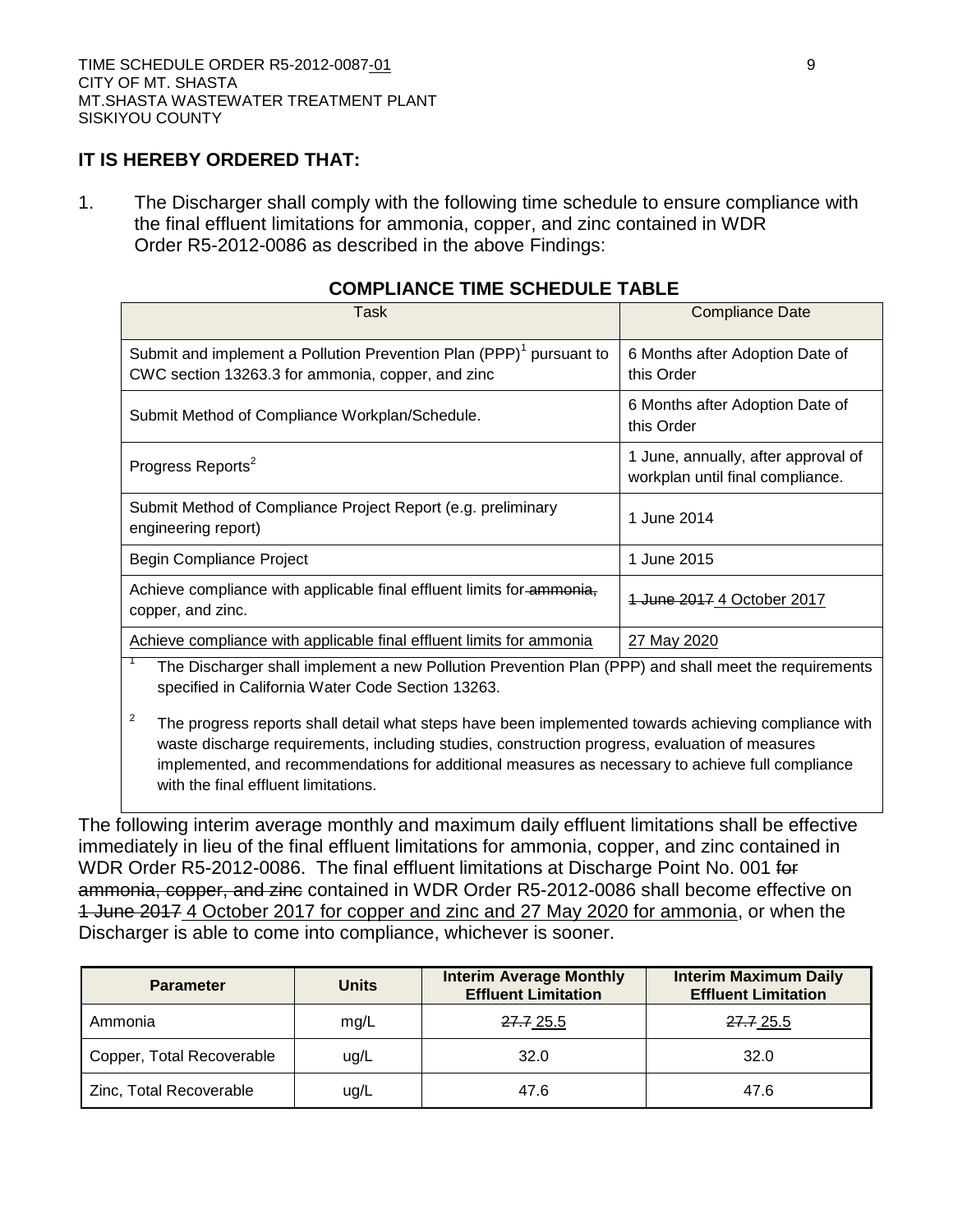## IT IS HEREBY ORDERED THAT:

1. The Discharger shall comply with the following time schedule to ensure compliance with the final effluent limitations for ammonia, copper, and zinc contained in WDR Order R5-2012-0086 as described in the above Findings:

### COMPLIANCE TIME SCHEDULE TABLE

| Task | Compliance Date |
|---|---|
| Submit and implement a Pollution Prevention Plan (PPP)[1] pursuant to CWC section 13263.3 for ammonia, copper, and zinc | 6 Months after Adoption Date of this Order |
| Submit Method of Compliance Workplan/Schedule. | 6 Months after Adoption Date of this Order |
| Progress Reports[2] | 1 June, annually, after approval of workplan until final compliance. |
| Submit Method of Compliance Project Report (e.g. preliminary engineering report) | 1 June 2014 |
| Begin Compliance Project | 1 June 2015 |
| Achieve compliance with applicable final effluent limits for ~~ammonia,~~ copper, and zinc. | ~~1 June 2017~~ <u>4 October 2017</u> |
| <u>Achieve compliance with applicable final effluent limits for ammonia</u> | <u>27 May 2020</u> |

[1] The Discharger shall implement a new Pollution Prevention Plan (PPP) and shall meet the requirements specified in California Water Code Section 13263.

[2] The progress reports shall detail what steps have been implemented towards achieving compliance with waste discharge requirements, including studies, construction progress, evaluation of measures implemented, and recommendations for additional measures as necessary to achieve full compliance with the final effluent limitations.

The following interim average monthly and maximum daily effluent limitations shall be effective immediately in lieu of the final effluent limitations for ammonia, copper, and zinc contained in WDR Order R5-2012-0086. The final effluent limitations at Discharge Point No. 001 ~~for ammonia, copper, and zinc~~ contained in WDR Order R5-2012-0086 shall become effective on ~~1 June 2017~~ <u>4 October 2017 for copper and zinc and 27 May 2020 for ammonia</u>, or when the Discharger is able to come into compliance, whichever is sooner.

| Parameter | Units | Interim Average Monthly Effluent Limitation | Interim Maximum Daily Effluent Limitation |
|---|---|---|---|
| Ammonia | mg/L | ~~27.7~~ <u>25.5</u> | ~~27.7~~ <u>25.5</u> |
| Copper, Total Recoverable | ug/L | 32.0 | 32.0 |
| Zinc, Total Recoverable | ug/L | 47.6 | 47.6 |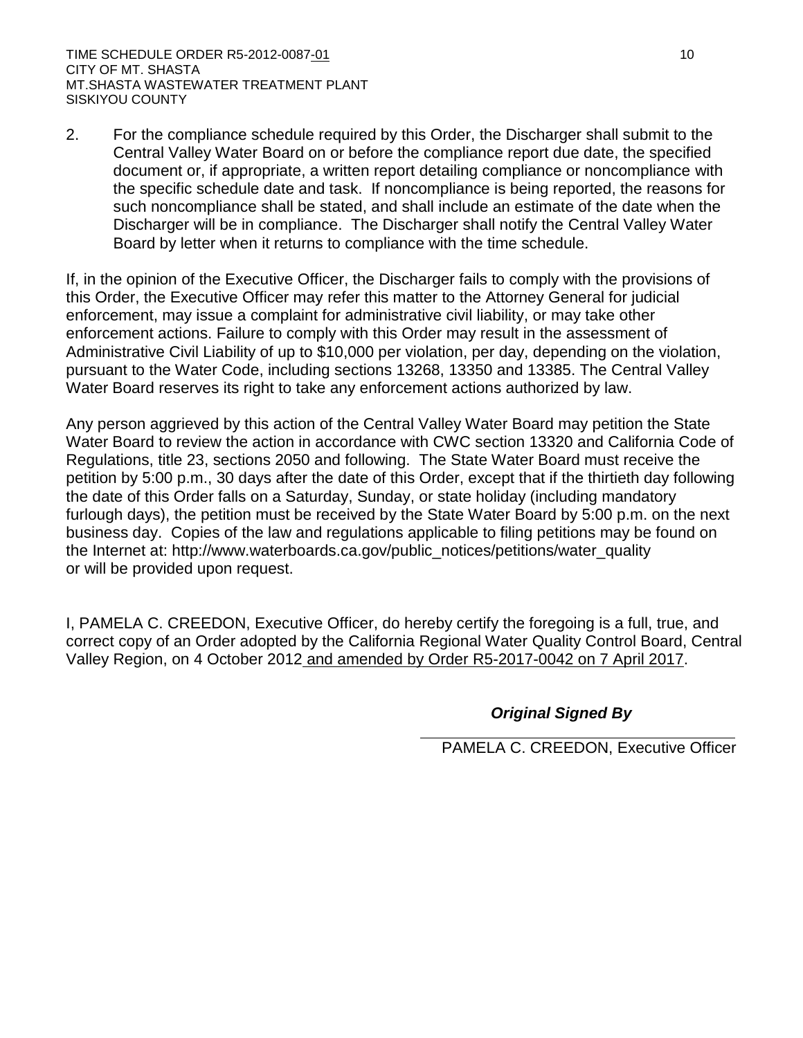2. For the compliance schedule required by this Order, the Discharger shall submit to the Central Valley Water Board on or before the compliance report due date, the specified document or, if appropriate, a written report detailing compliance or noncompliance with the specific schedule date and task. If noncompliance is being reported, the reasons for such noncompliance shall be stated, and shall include an estimate of the date when the Discharger will be in compliance. The Discharger shall notify the Central Valley Water Board by letter when it returns to compliance with the time schedule.

If, in the opinion of the Executive Officer, the Discharger fails to comply with the provisions of this Order, the Executive Officer may refer this matter to the Attorney General for judicial enforcement, may issue a complaint for administrative civil liability, or may take other enforcement actions. Failure to comply with this Order may result in the assessment of Administrative Civil Liability of up to $10,000 per violation, per day, depending on the violation, pursuant to the Water Code, including sections 13268, 13350 and 13385. The Central Valley Water Board reserves its right to take any enforcement actions authorized by law.

Any person aggrieved by this action of the Central Valley Water Board may petition the State Water Board to review the action in accordance with CWC section 13320 and California Code of Regulations, title 23, sections 2050 and following. The State Water Board must receive the petition by 5:00 p.m., 30 days after the date of this Order, except that if the thirtieth day following the date of this Order falls on a Saturday, Sunday, or state holiday (including mandatory furlough days), the petition must be received by the State Water Board by 5:00 p.m. on the next business day. Copies of the law and regulations applicable to filing petitions may be found on the Internet at: http://www.waterboards.ca.gov/public_notices/petitions/water_quality or will be provided upon request.

I, PAMELA C. CREEDON, Executive Officer, do hereby certify the foregoing is a full, true, and correct copy of an Order adopted by the California Regional Water Quality Control Board, Central Valley Region, on 4 October 2012 and amended by Order R5-2017-0042 on 7 April 2017.

***Original Signed By***

PAMELA C. CREEDON, Executive Officer